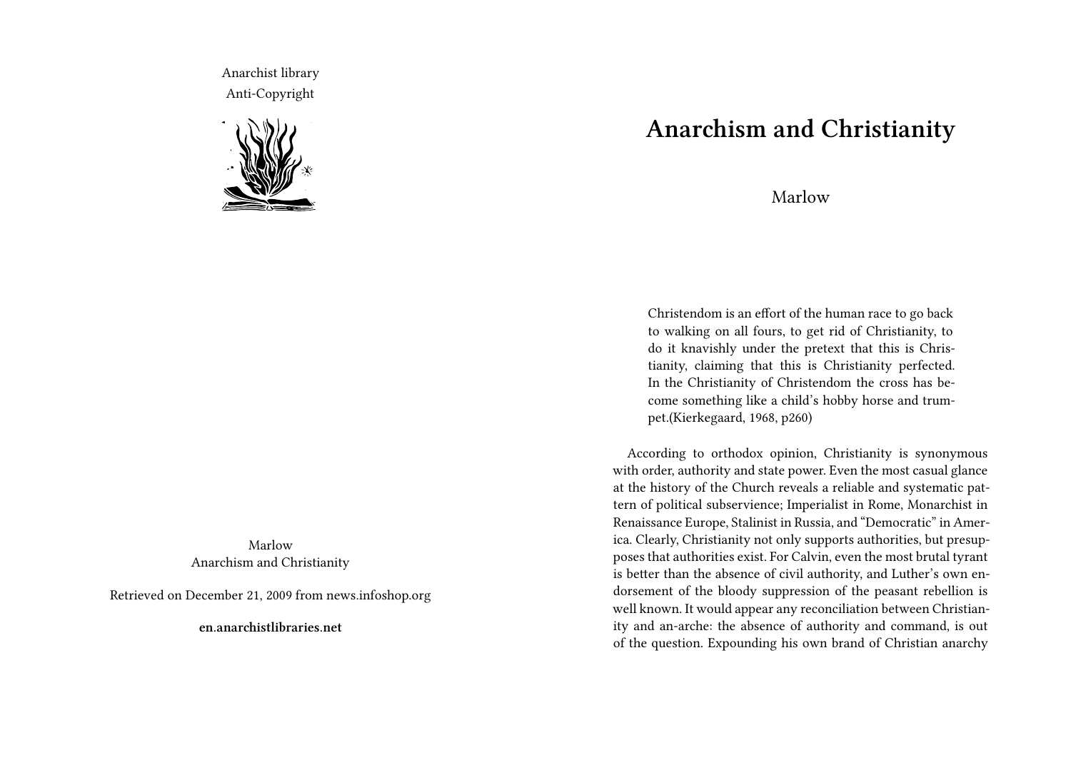Anarchist library
Anti-Copyright

Marlow
Anarchism and Christianity

Retrieved on December 21, 2009 from news.infoshop.org

**en.anarchistlibraries.net**

# Anarchism and Christianity

Marlow

> Christendom is an effort of the human race to go back to walking on all fours, to get rid of Christianity, to do it knavishly under the pretext that this is Christianity, claiming that this is Christianity perfected. In the Christianity of Christendom the cross has become something like a child's hobby horse and trumpet.(Kierkegaard, 1968, p260)

According to orthodox opinion, Christianity is synonymous with order, authority and state power. Even the most casual glance at the history of the Church reveals a reliable and systematic pattern of political subservience; Imperialist in Rome, Monarchist in Renaissance Europe, Stalinist in Russia, and "Democratic" in America. Clearly, Christianity not only supports authorities, but presupposes that authorities exist. For Calvin, even the most brutal tyrant is better than the absence of civil authority, and Luther's own endorsement of the bloody suppression of the peasant rebellion is well known. It would appear any reconciliation between Christianity and an-arche: the absence of authority and command, is out of the question. Expounding his own brand of Christian anarchy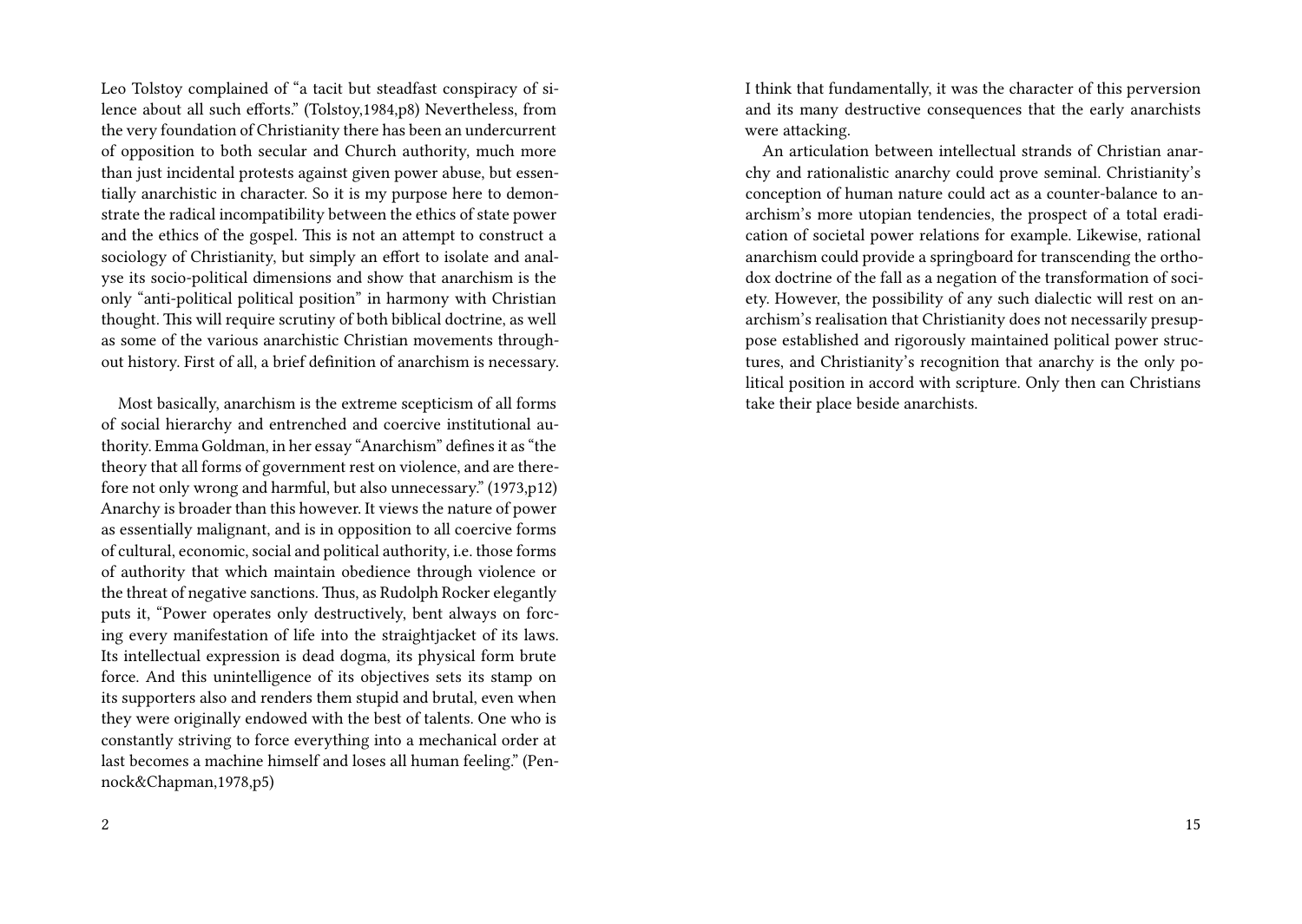Leo Tolstoy complained of "a tacit but steadfast conspiracy of silence about all such efforts." (Tolstoy,1984,p8) Nevertheless, from the very foundation of Christianity there has been an undercurrent of opposition to both secular and Church authority, much more than just incidental protests against given power abuse, but essentially anarchistic in character. So it is my purpose here to demonstrate the radical incompatibility between the ethics of state power and the ethics of the gospel. This is not an attempt to construct a sociology of Christianity, but simply an effort to isolate and analyse its socio-political dimensions and show that anarchism is the only "anti-political political position" in harmony with Christian thought. This will require scrutiny of both biblical doctrine, as well as some of the various anarchistic Christian movements throughout history. First of all, a brief definition of anarchism is necessary.

Most basically, anarchism is the extreme scepticism of all forms of social hierarchy and entrenched and coercive institutional authority. Emma Goldman, in her essay "Anarchism" defines it as "the theory that all forms of government rest on violence, and are therefore not only wrong and harmful, but also unnecessary." (1973,p12) Anarchy is broader than this however. It views the nature of power as essentially malignant, and is in opposition to all coercive forms of cultural, economic, social and political authority, i.e. those forms of authority that which maintain obedience through violence or the threat of negative sanctions. Thus, as Rudolph Rocker elegantly puts it, "Power operates only destructively, bent always on forcing every manifestation of life into the straightjacket of its laws. Its intellectual expression is dead dogma, its physical form brute force. And this unintelligence of its objectives sets its stamp on its supporters also and renders them stupid and brutal, even when they were originally endowed with the best of talents. One who is constantly striving to force everything into a mechanical order at last becomes a machine himself and loses all human feeling." (Pennock&Chapman,1978,p5)

I think that fundamentally, it was the character of this perversion and its many destructive consequences that the early anarchists were attacking.

An articulation between intellectual strands of Christian anarchy and rationalistic anarchy could prove seminal. Christianity's conception of human nature could act as a counter-balance to anarchism's more utopian tendencies, the prospect of a total eradication of societal power relations for example. Likewise, rational anarchism could provide a springboard for transcending the orthodox doctrine of the fall as a negation of the transformation of society. However, the possibility of any such dialectic will rest on anarchism's realisation that Christianity does not necessarily presuppose established and rigorously maintained political power structures, and Christianity's recognition that anarchy is the only political position in accord with scripture. Only then can Christians take their place beside anarchists.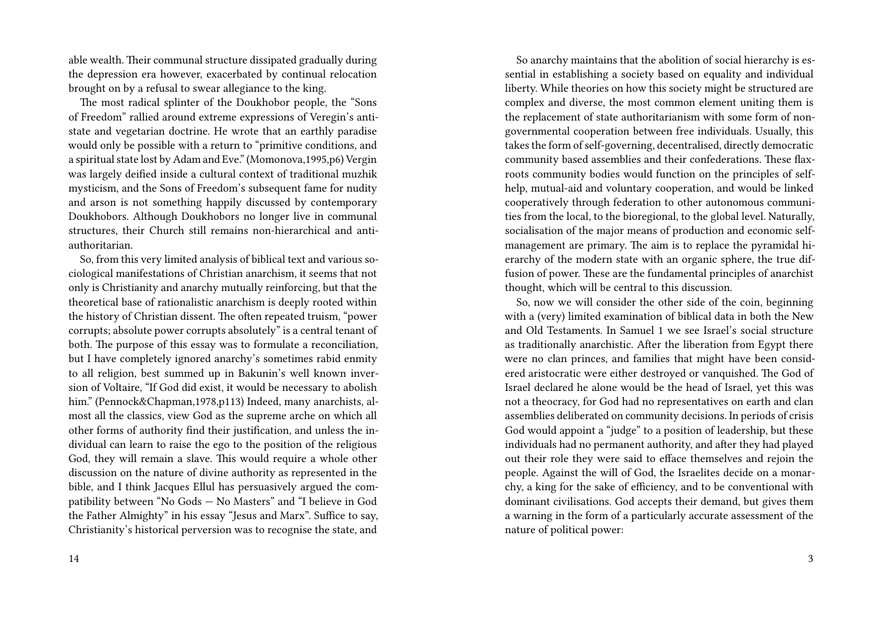able wealth. Their communal structure dissipated gradually during the depression era however, exacerbated by continual relocation brought on by a refusal to swear allegiance to the king.

The most radical splinter of the Doukhobor people, the "Sons of Freedom" rallied around extreme expressions of Veregin's anti-state and vegetarian doctrine. He wrote that an earthly paradise would only be possible with a return to "primitive conditions, and a spiritual state lost by Adam and Eve." (Momonova,1995,p6) Vergin was largely deified inside a cultural context of traditional muzhik mysticism, and the Sons of Freedom's subsequent fame for nudity and arson is not something happily discussed by contemporary Doukhobors. Although Doukhobors no longer live in communal structures, their Church still remains non-hierarchical and anti-authoritarian.

So, from this very limited analysis of biblical text and various sociological manifestations of Christian anarchism, it seems that not only is Christianity and anarchy mutually reinforcing, but that the theoretical base of rationalistic anarchism is deeply rooted within the history of Christian dissent. The often repeated truism, "power corrupts; absolute power corrupts absolutely" is a central tenant of both. The purpose of this essay was to formulate a reconciliation, but I have completely ignored anarchy's sometimes rabid enmity to all religion, best summed up in Bakunin's well known inversion of Voltaire, "If God did exist, it would be necessary to abolish him." (Pennock&Chapman,1978,p113) Indeed, many anarchists, almost all the classics, view God as the supreme arche on which all other forms of authority find their justification, and unless the individual can learn to raise the ego to the position of the religious God, they will remain a slave. This would require a whole other discussion on the nature of divine authority as represented in the bible, and I think Jacques Ellul has persuasively argued the compatibility between "No Gods — No Masters" and "I believe in God the Father Almighty" in his essay "Jesus and Marx". Suffice to say, Christianity's historical perversion was to recognise the state, and

So anarchy maintains that the abolition of social hierarchy is essential in establishing a society based on equality and individual liberty. While theories on how this society might be structured are complex and diverse, the most common element uniting them is the replacement of state authoritarianism with some form of non-governmental cooperation between free individuals. Usually, this takes the form of self-governing, decentralised, directly democratic community based assemblies and their confederations. These flax-roots community bodies would function on the principles of self-help, mutual-aid and voluntary cooperation, and would be linked cooperatively through federation to other autonomous communities from the local, to the bioregional, to the global level. Naturally, socialisation of the major means of production and economic self-management are primary. The aim is to replace the pyramidal hierarchy of the modern state with an organic sphere, the true diffusion of power. These are the fundamental principles of anarchist thought, which will be central to this discussion.

So, now we will consider the other side of the coin, beginning with a (very) limited examination of biblical data in both the New and Old Testaments. In Samuel 1 we see Israel's social structure as traditionally anarchistic. After the liberation from Egypt there were no clan princes, and families that might have been considered aristocratic were either destroyed or vanquished. The God of Israel declared he alone would be the head of Israel, yet this was not a theocracy, for God had no representatives on earth and clan assemblies deliberated on community decisions. In periods of crisis God would appoint a "judge" to a position of leadership, but these individuals had no permanent authority, and after they had played out their role they were said to efface themselves and rejoin the people. Against the will of God, the Israelites decide on a monarchy, a king for the sake of efficiency, and to be conventional with dominant civilisations. God accepts their demand, but gives them a warning in the form of a particularly accurate assessment of the nature of political power: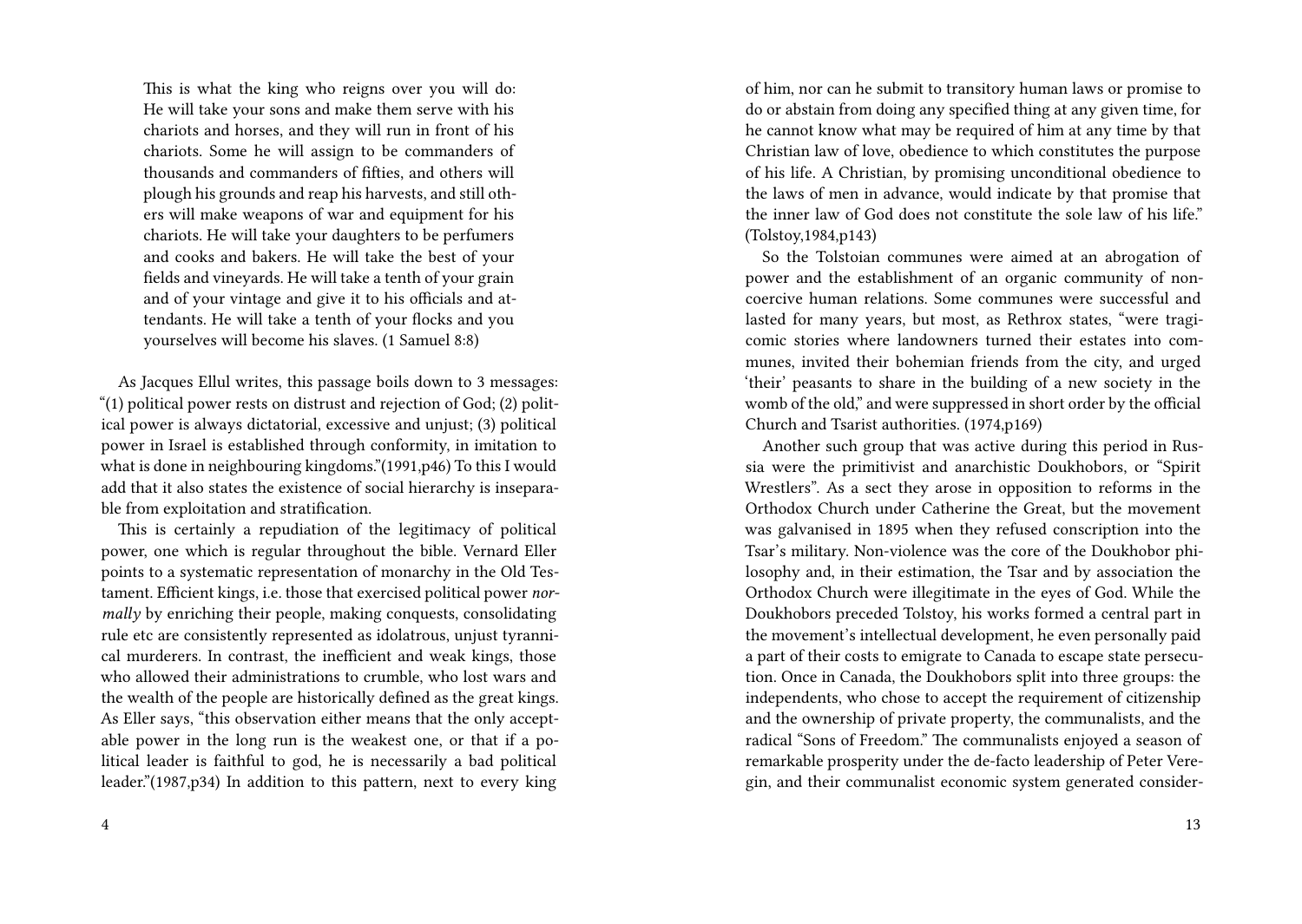> This is what the king who reigns over you will do: He will take your sons and make them serve with his chariots and horses, and they will run in front of his chariots. Some he will assign to be commanders of thousands and commanders of fifties, and others will plough his grounds and reap his harvests, and still others will make weapons of war and equipment for his chariots. He will take your daughters to be perfumers and cooks and bakers. He will take the best of your fields and vineyards. He will take a tenth of your grain and of your vintage and give it to his officials and attendants. He will take a tenth of your flocks and you yourselves will become his slaves. (1 Samuel 8:8)

As Jacques Ellul writes, this passage boils down to 3 messages: "(1) political power rests on distrust and rejection of God; (2) political power is always dictatorial, excessive and unjust; (3) political power in Israel is established through conformity, in imitation to what is done in neighbouring kingdoms."(1991,p46) To this I would add that it also states the existence of social hierarchy is inseparable from exploitation and stratification.

This is certainly a repudiation of the legitimacy of political power, one which is regular throughout the bible. Vernard Eller points to a systematic representation of monarchy in the Old Testament. Efficient kings, i.e. those that exercised political power *normally* by enriching their people, making conquests, consolidating rule etc are consistently represented as idolatrous, unjust tyrannical murderers. In contrast, the inefficient and weak kings, those who allowed their administrations to crumble, who lost wars and the wealth of the people are historically defined as the great kings. As Eller says, "this observation either means that the only acceptable power in the long run is the weakest one, or that if a political leader is faithful to god, he is necessarily a bad political leader."(1987,p34) In addition to this pattern, next to every king

of him, nor can he submit to transitory human laws or promise to do or abstain from doing any specified thing at any given time, for he cannot know what may be required of him at any time by that Christian law of love, obedience to which constitutes the purpose of his life. A Christian, by promising unconditional obedience to the laws of men in advance, would indicate by that promise that the inner law of God does not constitute the sole law of his life." (Tolstoy,1984,p143)

So the Tolstoian communes were aimed at an abrogation of power and the establishment of an organic community of non-coercive human relations. Some communes were successful and lasted for many years, but most, as Rethrox states, "were tragicomic stories where landowners turned their estates into communes, invited their bohemian friends from the city, and urged 'their' peasants to share in the building of a new society in the womb of the old," and were suppressed in short order by the official Church and Tsarist authorities. (1974,p169)

Another such group that was active during this period in Russia were the primitivist and anarchistic Doukhobors, or "Spirit Wrestlers". As a sect they arose in opposition to reforms in the Orthodox Church under Catherine the Great, but the movement was galvanised in 1895 when they refused conscription into the Tsar's military. Non-violence was the core of the Doukhobor philosophy and, in their estimation, the Tsar and by association the Orthodox Church were illegitimate in the eyes of God. While the Doukhobors preceded Tolstoy, his works formed a central part in the movement's intellectual development, he even personally paid a part of their costs to emigrate to Canada to escape state persecution. Once in Canada, the Doukhobors split into three groups: the independents, who chose to accept the requirement of citizenship and the ownership of private property, the communalists, and the radical "Sons of Freedom." The communalists enjoyed a season of remarkable prosperity under the de-facto leadership of Peter Veregin, and their communalist economic system generated consider-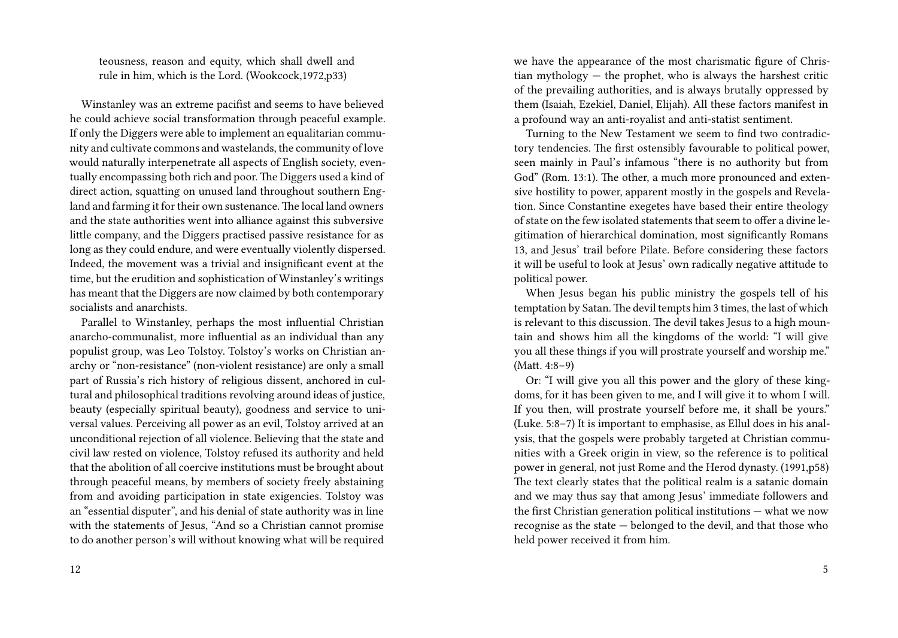teousness, reason and equity, which shall dwell and rule in him, which is the Lord. (Wookcock,1972,p33)

Winstanley was an extreme pacifist and seems to have believed he could achieve social transformation through peaceful example. If only the Diggers were able to implement an equalitarian community and cultivate commons and wastelands, the community of love would naturally interpenetrate all aspects of English society, eventually encompassing both rich and poor. The Diggers used a kind of direct action, squatting on unused land throughout southern England and farming it for their own sustenance. The local land owners and the state authorities went into alliance against this subversive little company, and the Diggers practised passive resistance for as long as they could endure, and were eventually violently dispersed. Indeed, the movement was a trivial and insignificant event at the time, but the erudition and sophistication of Winstanley's writings has meant that the Diggers are now claimed by both contemporary socialists and anarchists.

Parallel to Winstanley, perhaps the most influential Christian anarcho-communalist, more influential as an individual than any populist group, was Leo Tolstoy. Tolstoy's works on Christian anarchy or "non-resistance" (non-violent resistance) are only a small part of Russia's rich history of religious dissent, anchored in cultural and philosophical traditions revolving around ideas of justice, beauty (especially spiritual beauty), goodness and service to universal values. Perceiving all power as an evil, Tolstoy arrived at an unconditional rejection of all violence. Believing that the state and civil law rested on violence, Tolstoy refused its authority and held that the abolition of all coercive institutions must be brought about through peaceful means, by members of society freely abstaining from and avoiding participation in state exigencies. Tolstoy was an "essential disputer", and his denial of state authority was in line with the statements of Jesus, "And so a Christian cannot promise to do another person's will without knowing what will be required

we have the appearance of the most charismatic figure of Christian mythology — the prophet, who is always the harshest critic of the prevailing authorities, and is always brutally oppressed by them (Isaiah, Ezekiel, Daniel, Elijah). All these factors manifest in a profound way an anti-royalist and anti-statist sentiment.

Turning to the New Testament we seem to find two contradictory tendencies. The first ostensibly favourable to political power, seen mainly in Paul's infamous "there is no authority but from God" (Rom. 13:1). The other, a much more pronounced and extensive hostility to power, apparent mostly in the gospels and Revelation. Since Constantine exegetes have based their entire theology of state on the few isolated statements that seem to offer a divine legitimation of hierarchical domination, most significantly Romans 13, and Jesus' trail before Pilate. Before considering these factors it will be useful to look at Jesus' own radically negative attitude to political power.

When Jesus began his public ministry the gospels tell of his temptation by Satan. The devil tempts him 3 times, the last of which is relevant to this discussion. The devil takes Jesus to a high mountain and shows him all the kingdoms of the world: "I will give you all these things if you will prostrate yourself and worship me." (Matt. 4:8–9)

Or: "I will give you all this power and the glory of these kingdoms, for it has been given to me, and I will give it to whom I will. If you then, will prostrate yourself before me, it shall be yours." (Luke. 5:8–7) It is important to emphasise, as Ellul does in his analysis, that the gospels were probably targeted at Christian communities with a Greek origin in view, so the reference is to political power in general, not just Rome and the Herod dynasty. (1991,p58) The text clearly states that the political realm is a satanic domain and we may thus say that among Jesus' immediate followers and the first Christian generation political institutions — what we now recognise as the state — belonged to the devil, and that those who held power received it from him.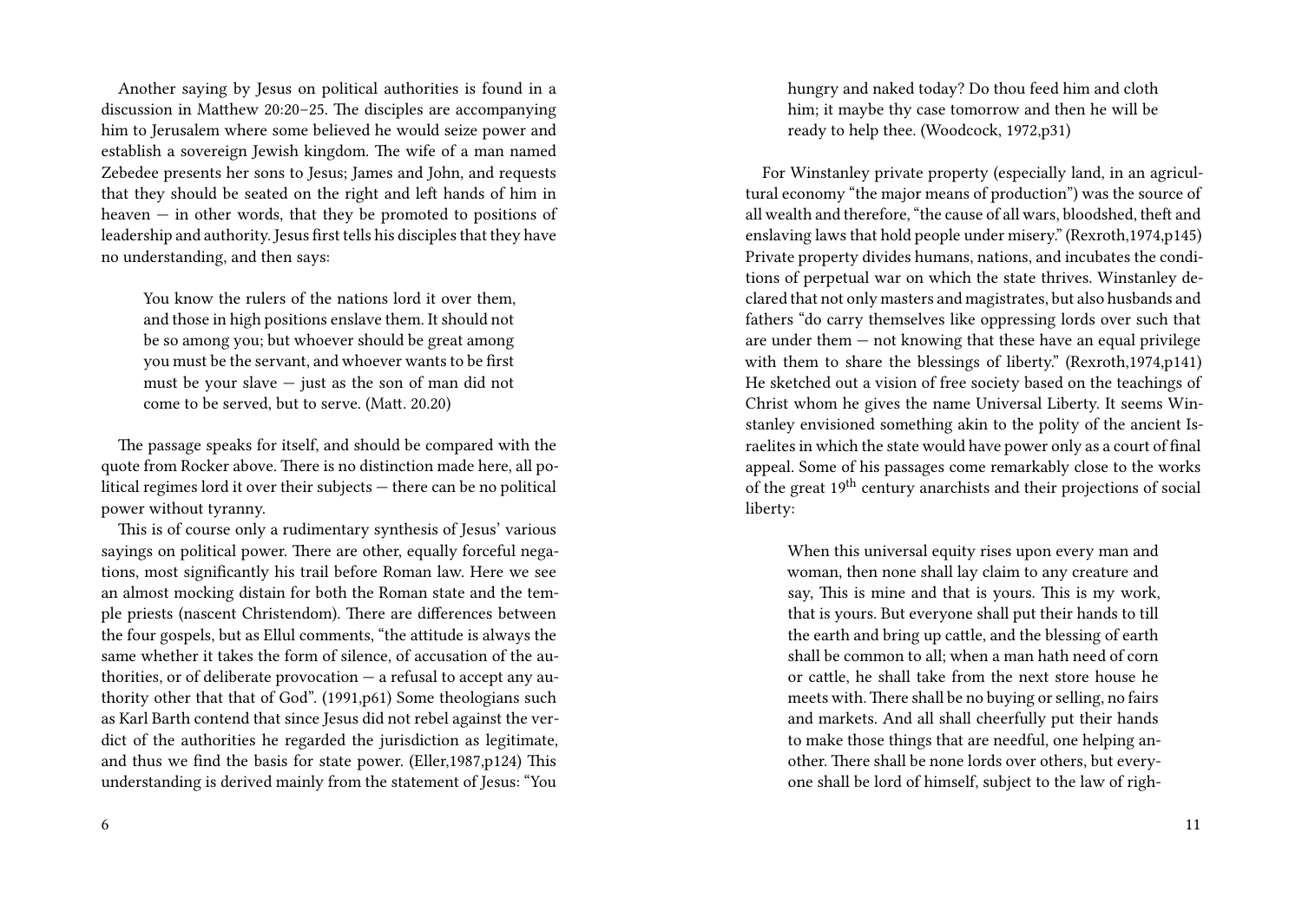Another saying by Jesus on political authorities is found in a discussion in Matthew 20:20–25. The disciples are accompanying him to Jerusalem where some believed he would seize power and establish a sovereign Jewish kingdom. The wife of a man named Zebedee presents her sons to Jesus; James and John, and requests that they should be seated on the right and left hands of him in heaven — in other words, that they be promoted to positions of leadership and authority. Jesus first tells his disciples that they have no understanding, and then says:

> You know the rulers of the nations lord it over them, and those in high positions enslave them. It should not be so among you; but whoever should be great among you must be the servant, and whoever wants to be first must be your slave — just as the son of man did not come to be served, but to serve. (Matt. 20.20)

The passage speaks for itself, and should be compared with the quote from Rocker above. There is no distinction made here, all political regimes lord it over their subjects — there can be no political power without tyranny.

This is of course only a rudimentary synthesis of Jesus' various sayings on political power. There are other, equally forceful negations, most significantly his trail before Roman law. Here we see an almost mocking distain for both the Roman state and the temple priests (nascent Christendom). There are differences between the four gospels, but as Ellul comments, "the attitude is always the same whether it takes the form of silence, of accusation of the authorities, or of deliberate provocation — a refusal to accept any authority other that that of God". (1991,p61) Some theologians such as Karl Barth contend that since Jesus did not rebel against the verdict of the authorities he regarded the jurisdiction as legitimate, and thus we find the basis for state power. (Eller,1987,p124) This understanding is derived mainly from the statement of Jesus: "You

> hungry and naked today? Do thou feed him and cloth him; it maybe thy case tomorrow and then he will be ready to help thee. (Woodcock, 1972,p31)

For Winstanley private property (especially land, in an agricultural economy "the major means of production") was the source of all wealth and therefore, "the cause of all wars, bloodshed, theft and enslaving laws that hold people under misery." (Rexroth,1974,p145) Private property divides humans, nations, and incubates the conditions of perpetual war on which the state thrives. Winstanley declared that not only masters and magistrates, but also husbands and fathers "do carry themselves like oppressing lords over such that are under them — not knowing that these have an equal privilege with them to share the blessings of liberty." (Rexroth,1974,p141) He sketched out a vision of free society based on the teachings of Christ whom he gives the name Universal Liberty. It seems Winstanley envisioned something akin to the polity of the ancient Israelites in which the state would have power only as a court of final appeal. Some of his passages come remarkably close to the works of the great 19th century anarchists and their projections of social liberty:

> When this universal equity rises upon every man and woman, then none shall lay claim to any creature and say, This is mine and that is yours. This is my work, that is yours. But everyone shall put their hands to till the earth and bring up cattle, and the blessing of earth shall be common to all; when a man hath need of corn or cattle, he shall take from the next store house he meets with. There shall be no buying or selling, no fairs and markets. And all shall cheerfully put their hands to make those things that are needful, one helping another. There shall be none lords over others, but everyone shall be lord of himself, subject to the law of righ-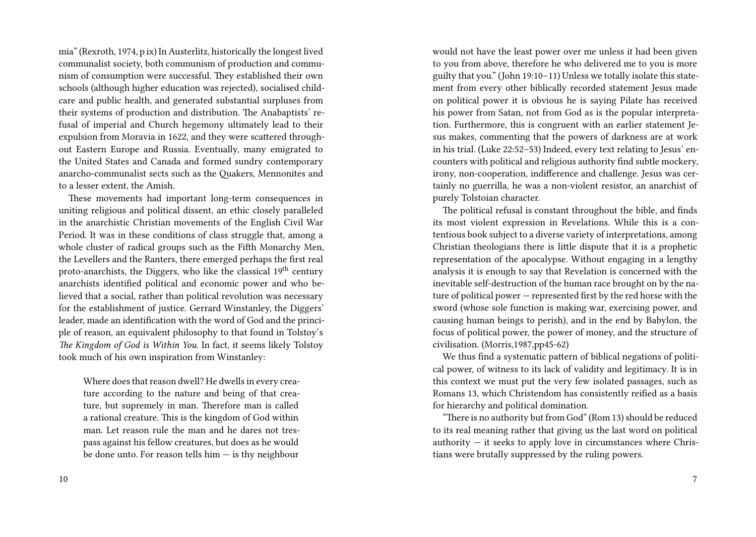mia" (Rexroth, 1974, p ix) In Austerlitz, historically the longest lived communalist society, both communism of production and communism of consumption were successful. They established their own schools (although higher education was rejected), socialised childcare and public health, and generated substantial surpluses from their systems of production and distribution. The Anabaptists' refusal of imperial and Church hegemony ultimately lead to their expulsion from Moravia in 1622, and they were scattered throughout Eastern Europe and Russia. Eventually, many emigrated to the United States and Canada and formed sundry contemporary anarcho-communalist sects such as the Quakers, Mennonites and to a lesser extent, the Amish.

These movements had important long-term consequences in uniting religious and political dissent, an ethic closely paralleled in the anarchistic Christian movements of the English Civil War Period. It was in these conditions of class struggle that, among a whole cluster of radical groups such as the Fifth Monarchy Men, the Levellers and the Ranters, there emerged perhaps the first real proto-anarchists, the Diggers, who like the classical 19th century anarchists identified political and economic power and who believed that a social, rather than political revolution was necessary for the establishment of justice. Gerrard Winstanley, the Diggers' leader, made an identification with the word of God and the principle of reason, an equivalent philosophy to that found in Tolstoy's *The Kingdom of God is Within You*. In fact, it seems likely Tolstoy took much of his own inspiration from Winstanley:

> Where does that reason dwell? He dwells in every creature according to the nature and being of that creature, but supremely in man. Therefore man is called a rational creature. This is the kingdom of God within man. Let reason rule the man and he dares not trespass against his fellow creatures, but does as he would be done unto. For reason tells him — is thy neighbour

would not have the least power over me unless it had been given to you from above, therefore he who delivered me to you is more guilty that you." (John 19:10–11) Unless we totally isolate this statement from every other biblically recorded statement Jesus made on political power it is obvious he is saying Pilate has received his power from Satan, not from God as is the popular interpretation. Furthermore, this is congruent with an earlier statement Jesus makes, commenting that the powers of darkness are at work in his trial. (Luke 22:52–53) Indeed, every text relating to Jesus' encounters with political and religious authority find subtle mockery, irony, non-cooperation, indifference and challenge. Jesus was certainly no guerrilla, he was a non-violent resistor, an anarchist of purely Tolstoian character.

The political refusal is constant throughout the bible, and finds its most violent expression in Revelations. While this is a contentious book subject to a diverse variety of interpretations, among Christian theologians there is little dispute that it is a prophetic representation of the apocalypse. Without engaging in a lengthy analysis it is enough to say that Revelation is concerned with the inevitable self-destruction of the human race brought on by the nature of political power — represented first by the red horse with the sword (whose sole function is making war, exercising power, and causing human beings to perish), and in the end by Babylon, the focus of political power, the power of money, and the structure of civilisation. (Morris,1987,pp45-62)

We thus find a systematic pattern of biblical negations of political power, of witness to its lack of validity and legitimacy. It is in this context we must put the very few isolated passages, such as Romans 13, which Christendom has consistently reified as a basis for hierarchy and political domination.

"There is no authority but from God" (Rom 13) should be reduced to its real meaning rather that giving us the last word on political authority — it seeks to apply love in circumstances where Christians were brutally suppressed by the ruling powers.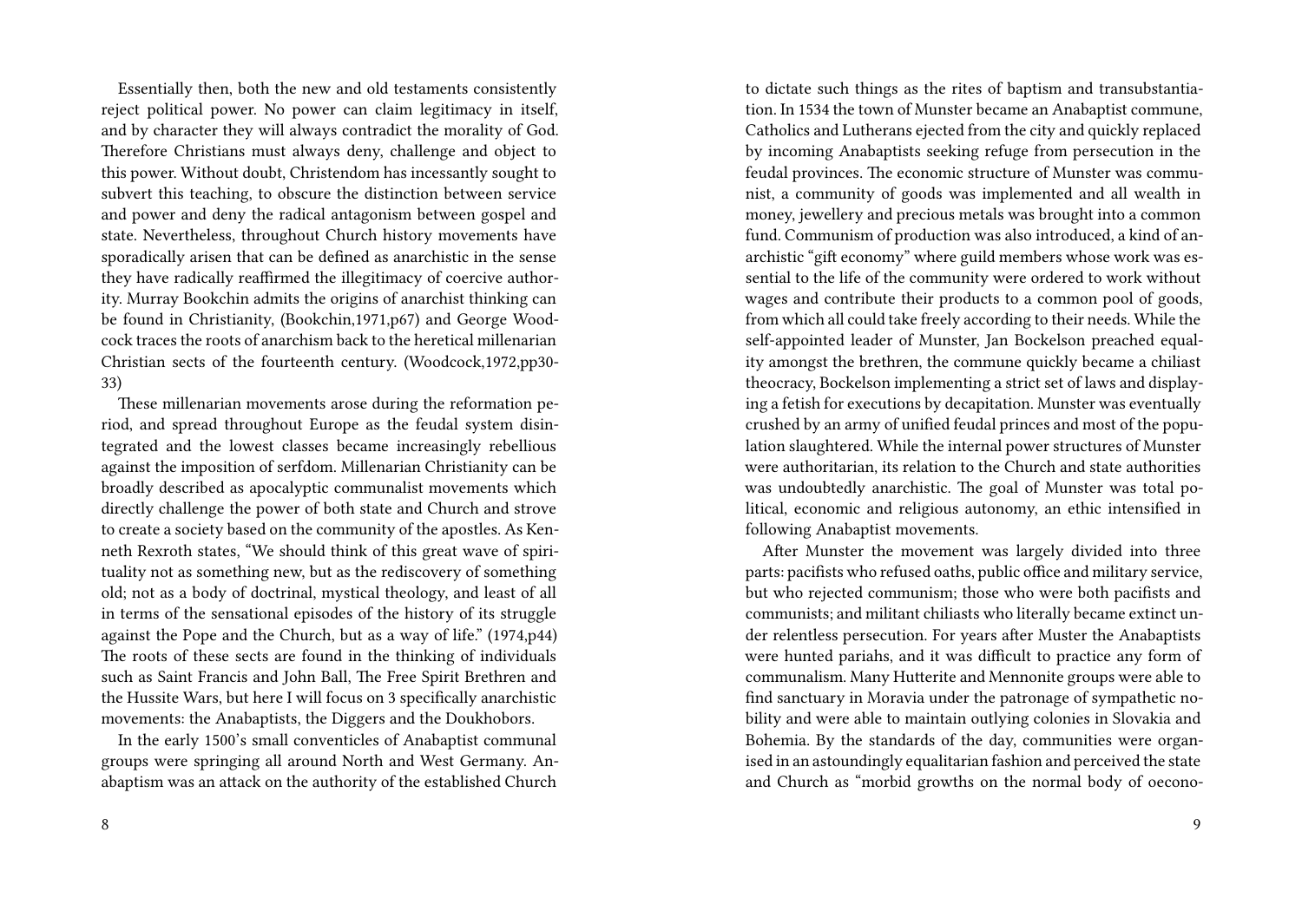Essentially then, both the new and old testaments consistently reject political power. No power can claim legitimacy in itself, and by character they will always contradict the morality of God. Therefore Christians must always deny, challenge and object to this power. Without doubt, Christendom has incessantly sought to subvert this teaching, to obscure the distinction between service and power and deny the radical antagonism between gospel and state. Nevertheless, throughout Church history movements have sporadically arisen that can be defined as anarchistic in the sense they have radically reaffirmed the illegitimacy of coercive authority. Murray Bookchin admits the origins of anarchist thinking can be found in Christianity, (Bookchin,1971,p67) and George Woodcock traces the roots of anarchism back to the heretical millenarian Christian sects of the fourteenth century. (Woodcock,1972,pp30-33)

These millenarian movements arose during the reformation period, and spread throughout Europe as the feudal system disintegrated and the lowest classes became increasingly rebellious against the imposition of serfdom. Millenarian Christianity can be broadly described as apocalyptic communalist movements which directly challenge the power of both state and Church and strove to create a society based on the community of the apostles. As Kenneth Rexroth states, "We should think of this great wave of spirituality not as something new, but as the rediscovery of something old; not as a body of doctrinal, mystical theology, and least of all in terms of the sensational episodes of the history of its struggle against the Pope and the Church, but as a way of life." (1974,p44) The roots of these sects are found in the thinking of individuals such as Saint Francis and John Ball, The Free Spirit Brethren and the Hussite Wars, but here I will focus on 3 specifically anarchistic movements: the Anabaptists, the Diggers and the Doukhobors.

In the early 1500's small conventicles of Anabaptist communal groups were springing all around North and West Germany. Anabaptism was an attack on the authority of the established Church to dictate such things as the rites of baptism and transubstantiation. In 1534 the town of Munster became an Anabaptist commune, Catholics and Lutherans ejected from the city and quickly replaced by incoming Anabaptists seeking refuge from persecution in the feudal provinces. The economic structure of Munster was communist, a community of goods was implemented and all wealth in money, jewellery and precious metals was brought into a common fund. Communism of production was also introduced, a kind of anarchistic "gift economy" where guild members whose work was essential to the life of the community were ordered to work without wages and contribute their products to a common pool of goods, from which all could take freely according to their needs. While the self-appointed leader of Munster, Jan Bockelson preached equality amongst the brethren, the commune quickly became a chiliast theocracy, Bockelson implementing a strict set of laws and displaying a fetish for executions by decapitation. Munster was eventually crushed by an army of unified feudal princes and most of the population slaughtered. While the internal power structures of Munster were authoritarian, its relation to the Church and state authorities was undoubtedly anarchistic. The goal of Munster was total political, economic and religious autonomy, an ethic intensified in following Anabaptist movements.

After Munster the movement was largely divided into three parts: pacifists who refused oaths, public office and military service, but who rejected communism; those who were both pacifists and communists; and militant chiliasts who literally became extinct under relentless persecution. For years after Muster the Anabaptists were hunted pariahs, and it was difficult to practice any form of communalism. Many Hutterite and Mennonite groups were able to find sanctuary in Moravia under the patronage of sympathetic nobility and were able to maintain outlying colonies in Slovakia and Bohemia. By the standards of the day, communities were organised in an astoundingly equalitarian fashion and perceived the state and Church as "morbid growths on the normal body of oecono-